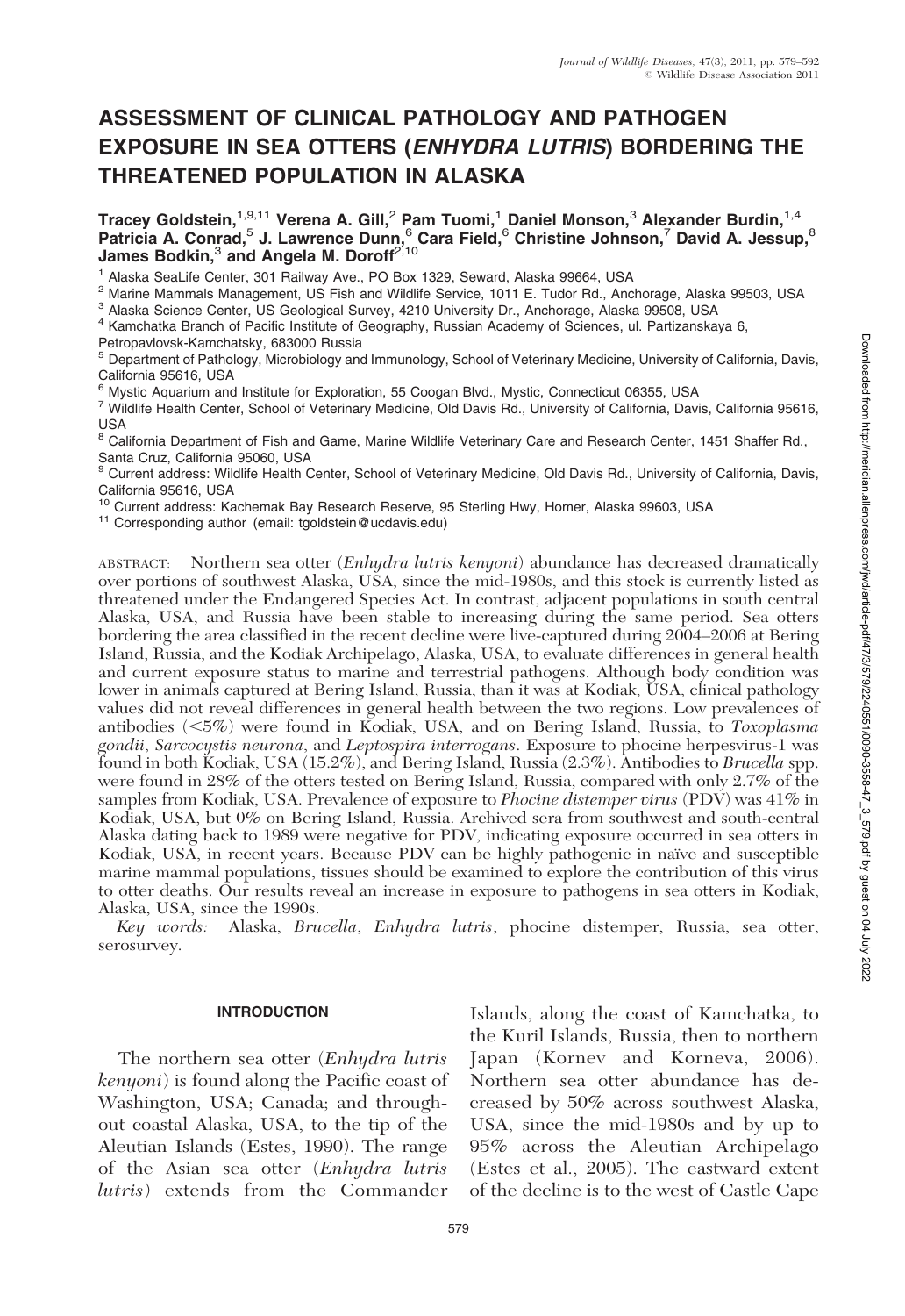# ASSESSMENT OF CLINICAL PATHOLOGY AND PATHOGEN EXPOSURE IN SEA OTTERS (*ENHYDRA LUTRIS*) BORDERING THE THREATENED POPULATION IN ALASKA

**Tracey Goldstein,[1,9,11] Verena A. Gill,[2] Pam Tuomi,[1] Daniel Monson,[3] Alexander Burdin,[1,4] Patricia A. Conrad,[5] J. Lawrence Dunn,[6] Cara Field,[6] Christine Johnson,[7] David A. Jessup,[8] James Bodkin,[3] and Angela M. Doroff[2,10]**

[1] Alaska SeaLife Center, 301 Railway Ave., PO Box 1329, Seward, Alaska 99664, USA
[2] Marine Mammals Management, US Fish and Wildlife Service, 1011 E. Tudor Rd., Anchorage, Alaska 99503, USA
[3] Alaska Science Center, US Geological Survey, 4210 University Dr., Anchorage, Alaska 99508, USA
[4] Kamchatka Branch of Pacific Institute of Geography, Russian Academy of Sciences, ul. Partizanskaya 6, Petropavlovsk-Kamchatsky, 683000 Russia
[5] Department of Pathology, Microbiology and Immunology, School of Veterinary Medicine, University of California, Davis, California 95616, USA
[6] Mystic Aquarium and Institute for Exploration, 55 Coogan Blvd., Mystic, Connecticut 06355, USA
[7] Wildlife Health Center, School of Veterinary Medicine, Old Davis Rd., University of California, Davis, California 95616, USA
[8] California Department of Fish and Game, Marine Wildlife Veterinary Care and Research Center, 1451 Shaffer Rd., Santa Cruz, California 95060, USA
[9] Current address: Wildlife Health Center, School of Veterinary Medicine, Old Davis Rd., University of California, Davis, California 95616, USA
[10] Current address: Kachemak Bay Research Reserve, 95 Sterling Hwy, Homer, Alaska 99603, USA
[11] Corresponding author (email: tgoldstein@ucdavis.edu)

ABSTRACT: Northern sea otter (*Enhydra lutris kenyoni*) abundance has decreased dramatically over portions of southwest Alaska, USA, since the mid-1980s, and this stock is currently listed as threatened under the Endangered Species Act. In contrast, adjacent populations in south central Alaska, USA, and Russia have been stable to increasing during the same period. Sea otters bordering the area classified in the recent decline were live-captured during 2004–2006 at Bering Island, Russia, and the Kodiak Archipelago, Alaska, USA, to evaluate differences in general health and current exposure status to marine and terrestrial pathogens. Although body condition was lower in animals captured at Bering Island, Russia, than it was at Kodiak, USA, clinical pathology values did not reveal differences in general health between the two regions. Low prevalences of antibodies (<5%) were found in Kodiak, USA, and on Bering Island, Russia, to *Toxoplasma gondii*, *Sarcocystis neurona*, and *Leptospira interrogans*. Exposure to phocine herpesvirus-1 was found in both Kodiak, USA (15.2%), and Bering Island, Russia (2.3%). Antibodies to *Brucella* spp. were found in 28% of the otters tested on Bering Island, Russia, compared with only 2.7% of the samples from Kodiak, USA. Prevalence of exposure to *Phocine distemper virus* (PDV) was 41% in Kodiak, USA, but 0% on Bering Island, Russia. Archived sera from southwest and south-central Alaska dating back to 1989 were negative for PDV, indicating exposure occurred in sea otters in Kodiak, USA, in recent years. Because PDV can be highly pathogenic in naïve and susceptible marine mammal populations, tissues should be examined to explore the contribution of this virus to otter deaths. Our results reveal an increase in exposure to pathogens in sea otters in Kodiak, Alaska, USA, since the 1990s.

*Key words:* Alaska, *Brucella*, *Enhydra lutris*, phocine distemper, Russia, sea otter, serosurvey.

## INTRODUCTION

The northern sea otter (*Enhydra lutris kenyoni*) is found along the Pacific coast of Washington, USA; Canada; and throughout coastal Alaska, USA, to the tip of the Aleutian Islands (Estes, 1990). The range of the Asian sea otter (*Enhydra lutris lutris*) extends from the Commander Islands, along the coast of Kamchatka, to the Kuril Islands, Russia, then to northern Japan (Kornev and Korneva, 2006). Northern sea otter abundance has decreased by 50% across southwest Alaska, USA, since the mid-1980s and by up to 95% across the Aleutian Archipelago (Estes et al., 2005). The eastward extent of the decline is to the west of Castle Cape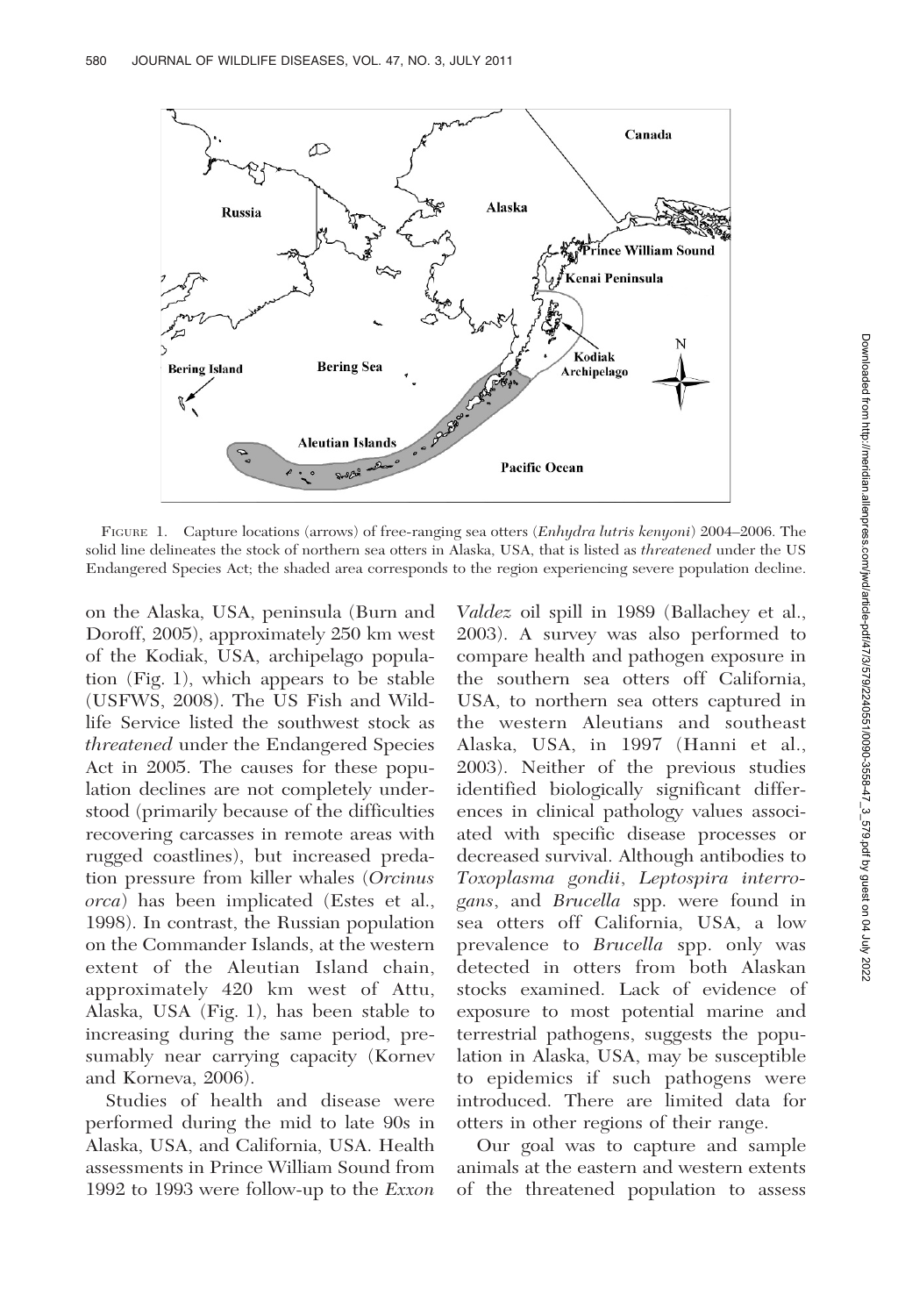FIGURE 1. Capture locations (arrows) of free-ranging sea otters (*Enhydra lutris kenyoni*) 2004–2006. The solid line delineates the stock of northern sea otters in Alaska, USA, that is listed as *threatened* under the US Endangered Species Act; the shaded area corresponds to the region experiencing severe population decline.

on the Alaska, USA, peninsula (Burn and Doroff, 2005), approximately 250 km west of the Kodiak, USA, archipelago population (Fig. 1), which appears to be stable (USFWS, 2008). The US Fish and Wildlife Service listed the southwest stock as *threatened* under the Endangered Species Act in 2005. The causes for these population declines are not completely understood (primarily because of the difficulties recovering carcasses in remote areas with rugged coastlines), but increased predation pressure from killer whales (*Orcinus orca*) has been implicated (Estes et al., 1998). In contrast, the Russian population on the Commander Islands, at the western extent of the Aleutian Island chain, approximately 420 km west of Attu, Alaska, USA (Fig. 1), has been stable to increasing during the same period, presumably near carrying capacity (Kornev and Korneva, 2006).

Studies of health and disease were performed during the mid to late 90s in Alaska, USA, and California, USA. Health assessments in Prince William Sound from 1992 to 1993 were follow-up to the *Exxon Valdez* oil spill in 1989 (Ballachey et al., 2003). A survey was also performed to compare health and pathogen exposure in the southern sea otters off California, USA, to northern sea otters captured in the western Aleutians and southeast Alaska, USA, in 1997 (Hanni et al., 2003). Neither of the previous studies identified biologically significant differences in clinical pathology values associated with specific disease processes or decreased survival. Although antibodies to *Toxoplasma gondii*, *Leptospira interrogans*, and *Brucella* spp. were found in sea otters off California, USA, a low prevalence to *Brucella* spp. only was detected in otters from both Alaskan stocks examined. Lack of evidence of exposure to most potential marine and terrestrial pathogens, suggests the population in Alaska, USA, may be susceptible to epidemics if such pathogens were introduced. There are limited data for otters in other regions of their range.

Our goal was to capture and sample animals at the eastern and western extents of the threatened population to assess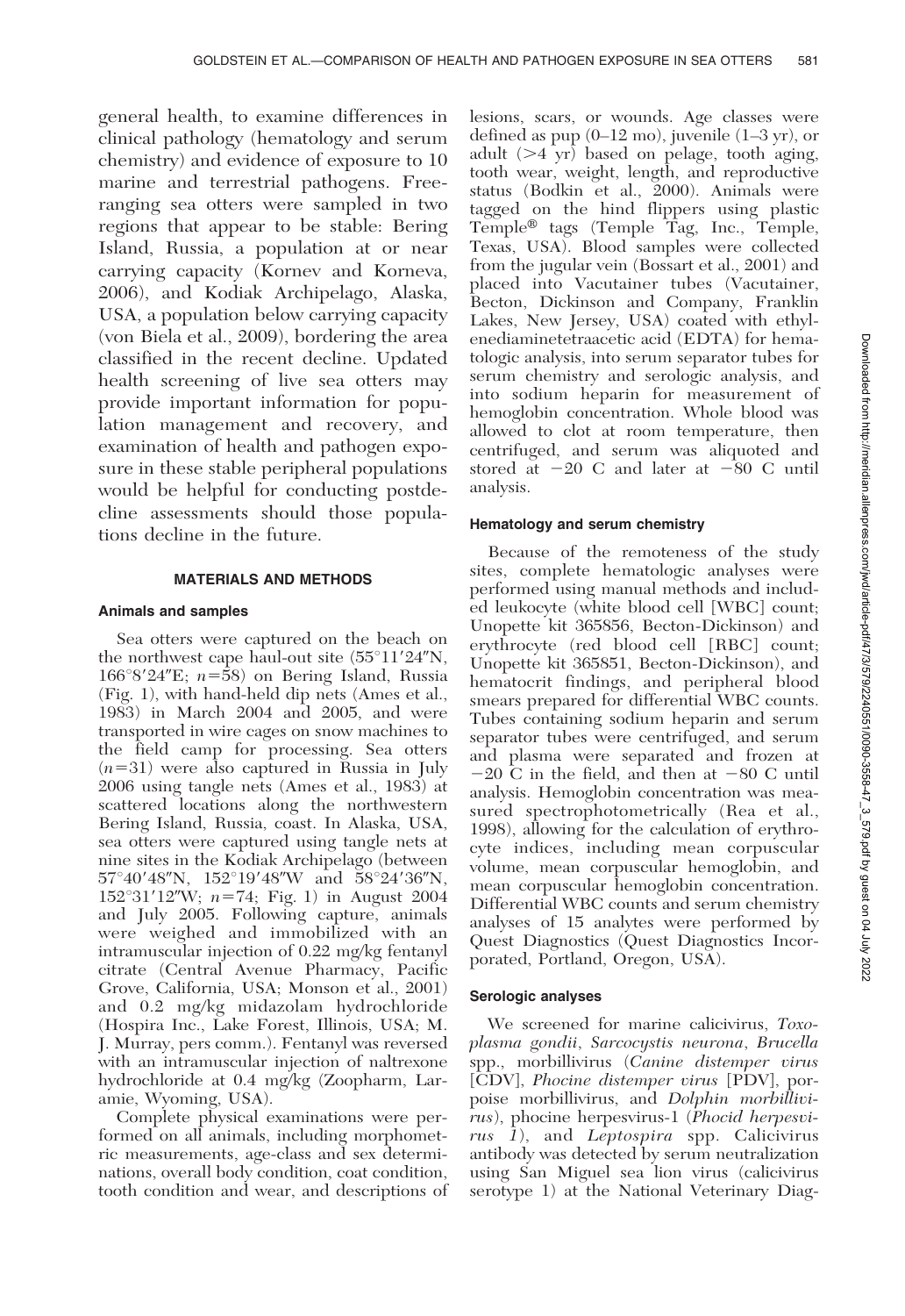general health, to examine differences in clinical pathology (hematology and serum chemistry) and evidence of exposure to 10 marine and terrestrial pathogens. Free-ranging sea otters were sampled in two regions that appear to be stable: Bering Island, Russia, a population at or near carrying capacity (Kornev and Korneva, 2006), and Kodiak Archipelago, Alaska, USA, a population below carrying capacity (von Biela et al., 2009), bordering the area classified in the recent decline. Updated health screening of live sea otters may provide important information for population management and recovery, and examination of health and pathogen exposure in these stable peripheral populations would be helpful for conducting postdecline assessments should those populations decline in the future.

## MATERIALS AND METHODS

### Animals and samples

Sea otters were captured on the beach on the northwest cape haul-out site (55°11′24″N, 166°8′24″E; $n$=58) on Bering Island, Russia (Fig. 1), with hand-held dip nets (Ames et al., 1983) in March 2004 and 2005, and were transported in wire cages on snow machines to the field camp for processing. Sea otters ($n$=31) were also captured in Russia in July 2006 using tangle nets (Ames et al., 1983) at scattered locations along the northwestern Bering Island, Russia, coast. In Alaska, USA, sea otters were captured using tangle nets at nine sites in the Kodiak Archipelago (between 57°40′48″N, 152°19′48″W and 58°24′36″N, 152°31′12″W; $n$=74; Fig. 1) in August 2004 and July 2005. Following capture, animals were weighed and immobilized with an intramuscular injection of 0.22 mg/kg fentanyl citrate (Central Avenue Pharmacy, Pacific Grove, California, USA; Monson et al., 2001) and 0.2 mg/kg midazolam hydrochloride (Hospira Inc., Lake Forest, Illinois, USA; M. J. Murray, pers comm.). Fentanyl was reversed with an intramuscular injection of naltrexone hydrochloride at 0.4 mg/kg (Zoopharm, Laramie, Wyoming, USA).

Complete physical examinations were performed on all animals, including morphometric measurements, age-class and sex determinations, overall body condition, coat condition, tooth condition and wear, and descriptions of lesions, scars, or wounds. Age classes were defined as pup (0–12 mo), juvenile (1–3 yr), or adult (>4 yr) based on pelage, tooth aging, tooth wear, weight, length, and reproductive status (Bodkin et al., 2000). Animals were tagged on the hind flippers using plastic Temple® tags (Temple Tag, Inc., Temple, Texas, USA). Blood samples were collected from the jugular vein (Bossart et al., 2001) and placed into Vacutainer tubes (Vacutainer, Becton, Dickinson and Company, Franklin Lakes, New Jersey, USA) coated with ethylenediaminetetraacetic acid (EDTA) for hematologic analysis, into serum separator tubes for serum chemistry and serologic analysis, and into sodium heparin for measurement of hemoglobin concentration. Whole blood was allowed to clot at room temperature, then centrifuged, and serum was aliquoted and stored at −20 C and later at −80 C until analysis.

### Hematology and serum chemistry

Because of the remoteness of the study sites, complete hematologic analyses were performed using manual methods and included leukocyte (white blood cell [WBC] count; Unopette kit 365856, Becton-Dickinson) and erythrocyte (red blood cell [RBC] count; Unopette kit 365851, Becton-Dickinson), and hematocrit findings, and peripheral blood smears prepared for differential WBC counts. Tubes containing sodium heparin and serum separator tubes were centrifuged, and serum and plasma were separated and frozen at −20 C in the field, and then at −80 C until analysis. Hemoglobin concentration was measured spectrophotometrically (Rea et al., 1998), allowing for the calculation of erythrocyte indices, including mean corpuscular volume, mean corpuscular hemoglobin, and mean corpuscular hemoglobin concentration. Differential WBC counts and serum chemistry analyses of 15 analytes were performed by Quest Diagnostics (Quest Diagnostics Incorporated, Portland, Oregon, USA).

### Serologic analyses

We screened for marine calicivirus, *Toxoplasma gondii*, *Sarcocystis neurona*, *Brucella* spp., morbillivirus (*Canine distemper virus* [CDV], *Phocine distemper virus* [PDV], porpoise morbillivirus, and *Dolphin morbillivirus*), phocine herpesvirus-1 (*Phocid herpesvirus 1*), and *Leptospira* spp. Calicivirus antibody was detected by serum neutralization using San Miguel sea lion virus (calicivirus serotype 1) at the National Veterinary Diag-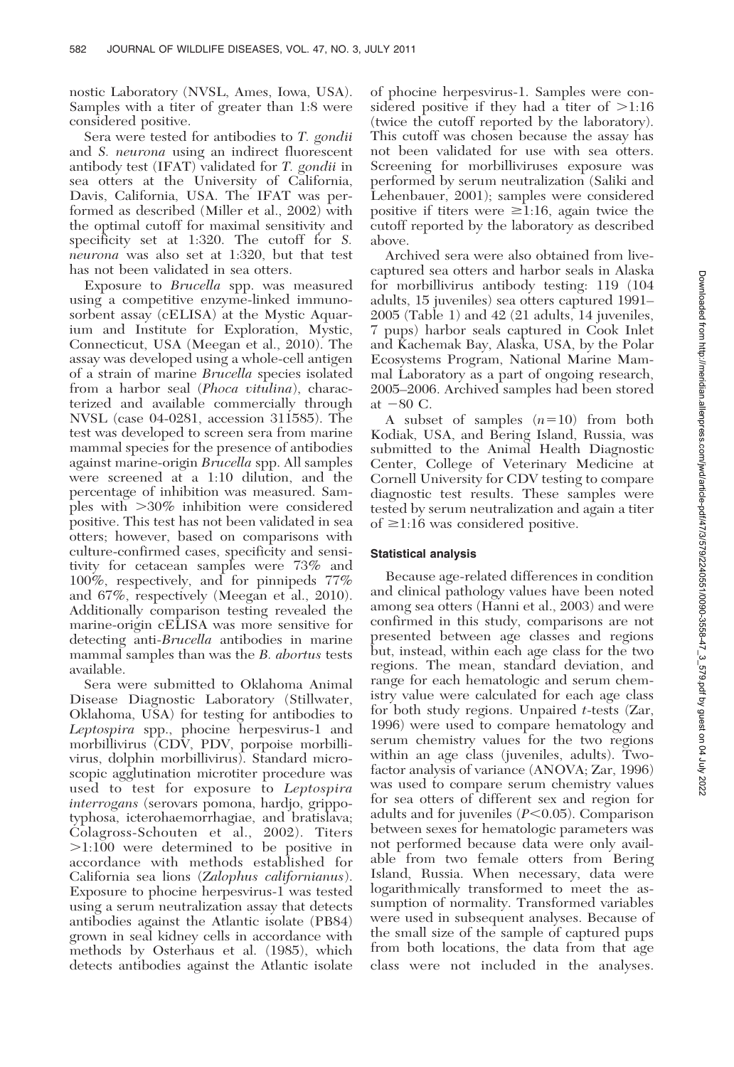nostic Laboratory (NVSL, Ames, Iowa, USA). Samples with a titer of greater than 1:8 were considered positive.

Sera were tested for antibodies to *T. gondii* and *S. neurona* using an indirect fluorescent antibody test (IFAT) validated for *T. gondii* in sea otters at the University of California, Davis, California, USA. The IFAT was performed as described (Miller et al., 2002) with the optimal cutoff for maximal sensitivity and specificity set at 1:320. The cutoff for *S. neurona* was also set at 1:320, but that test has not been validated in sea otters.

Exposure to *Brucella* spp. was measured using a competitive enzyme-linked immunosorbent assay (cELISA) at the Mystic Aquarium and Institute for Exploration, Mystic, Connecticut, USA (Meegan et al., 2010). The assay was developed using a whole-cell antigen of a strain of marine *Brucella* species isolated from a harbor seal (*Phoca vitulina*), characterized and available commercially through NVSL (case 04-0281, accession 311585). The test was developed to screen sera from marine mammal species for the presence of antibodies against marine-origin *Brucella* spp. All samples were screened at a 1:10 dilution, and the percentage of inhibition was measured. Samples with >30% inhibition were considered positive. This test has not been validated in sea otters; however, based on comparisons with culture-confirmed cases, specificity and sensitivity for cetacean samples were 73% and 100%, respectively, and for pinnipeds 77% and 67%, respectively (Meegan et al., 2010). Additionally comparison testing revealed the marine-origin cELISA was more sensitive for detecting anti-*Brucella* antibodies in marine mammal samples than was the *B. abortus* tests available.

Sera were submitted to Oklahoma Animal Disease Diagnostic Laboratory (Stillwater, Oklahoma, USA) for testing for antibodies to *Leptospira* spp., phocine herpesvirus-1 and morbillivirus (CDV, PDV, porpoise morbillivirus, dolphin morbillivirus). Standard microscopic agglutination microtiter procedure was used to test for exposure to *Leptospira interrogans* (serovars pomona, hardjo, grippotyphosa, icterohaemorrhagiae, and bratislava; Colagross-Schouten et al., 2002). Titers >1:100 were determined to be positive in accordance with methods established for California sea lions (*Zalophus californianus*). Exposure to phocine herpesvirus-1 was tested using a serum neutralization assay that detects antibodies against the Atlantic isolate (PB84) grown in seal kidney cells in accordance with methods by Osterhaus et al. (1985), which detects antibodies against the Atlantic isolate of phocine herpesvirus-1. Samples were considered positive if they had a titer of >1:16 (twice the cutoff reported by the laboratory). This cutoff was chosen because the assay has not been validated for use with sea otters. Screening for morbilliviruses exposure was performed by serum neutralization (Saliki and Lehenbauer, 2001); samples were considered positive if titers were ≥1:16, again twice the cutoff reported by the laboratory as described above.

Archived sera were also obtained from live-captured sea otters and harbor seals in Alaska for morbillivirus antibody testing: 119 (104 adults, 15 juveniles) sea otters captured 1991–2005 (Table 1) and 42 (21 adults, 14 juveniles, 7 pups) harbor seals captured in Cook Inlet and Kachemak Bay, Alaska, USA, by the Polar Ecosystems Program, National Marine Mammal Laboratory as a part of ongoing research, 2005–2006. Archived samples had been stored at −80 C.

A subset of samples ($n$=10) from both Kodiak, USA, and Bering Island, Russia, was submitted to the Animal Health Diagnostic Center, College of Veterinary Medicine at Cornell University for CDV testing to compare diagnostic test results. These samples were tested by serum neutralization and again a titer of ≥1:16 was considered positive.

### Statistical analysis

Because age-related differences in condition and clinical pathology values have been noted among sea otters (Hanni et al., 2003) and were confirmed in this study, comparisons are not presented between age classes and regions but, instead, within each age class for the two regions. The mean, standard deviation, and range for each hematologic and serum chemistry value were calculated for each age class for both study regions. Unpaired $t$-tests (Zar, 1996) were used to compare hematology and serum chemistry values for the two regions within an age class (juveniles, adults). Two-factor analysis of variance (ANOVA; Zar, 1996) was used to compare serum chemistry values for sea otters of different sex and region for adults and for juveniles ($P<0.05$). Comparison between sexes for hematologic parameters was not performed because data were only available from two female otters from Bering Island, Russia. When necessary, data were logarithmically transformed to meet the assumption of normality. Transformed variables were used in subsequent analyses. Because of the small size of the sample of captured pups from both locations, the data from that age class were not included in the analyses.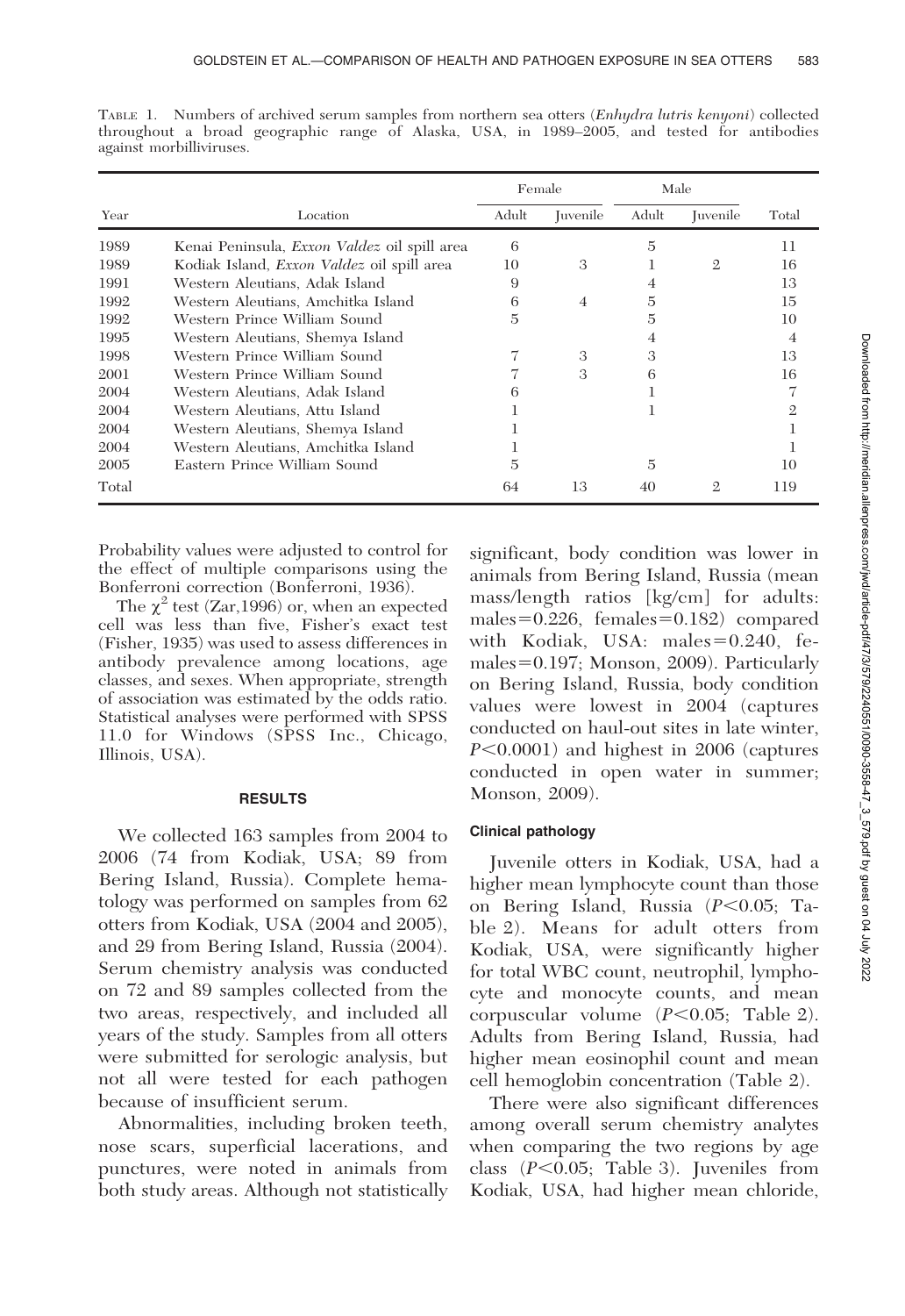TABLE 1. Numbers of archived serum samples from northern sea otters (*Enhydra lutris kenyoni*) collected throughout a broad geographic range of Alaska, USA, in 1989–2005, and tested for antibodies against morbilliviruses.

| Year | Location | Female | | Male | | Total |
|---|---|---|---|---|---|---|
| | | Adult | Juvenile | Adult | Juvenile | |
| 1989 | Kenai Peninsula, *Exxon Valdez* oil spill area | 6 | | 5 | | 11 |
| 1989 | Kodiak Island, *Exxon Valdez* oil spill area | 10 | 3 | 1 | 2 | 16 |
| 1991 | Western Aleutians, Adak Island | 9 | | 4 | | 13 |
| 1992 | Western Aleutians, Amchitka Island | 6 | 4 | 5 | | 15 |
| 1992 | Western Prince William Sound | 5 | | 5 | | 10 |
| 1995 | Western Aleutians, Shemya Island | | | 4 | | 4 |
| 1998 | Western Prince William Sound | 7 | 3 | 3 | | 13 |
| 2001 | Western Prince William Sound | 7 | 3 | 6 | | 16 |
| 2004 | Western Aleutians, Adak Island | 6 | | 1 | | 7 |
| 2004 | Western Aleutians, Attu Island | 1 | | 1 | | 2 |
| 2004 | Western Aleutians, Shemya Island | 1 | | | | 1 |
| 2004 | Western Aleutians, Amchitka Island | 1 | | | | 1 |
| 2005 | Eastern Prince William Sound | 5 | | 5 | | 10 |
| Total | | 64 | 13 | 40 | 2 | 119 |

Probability values were adjusted to control for the effect of multiple comparisons using the Bonferroni correction (Bonferroni, 1936).

The $\chi^2$ test (Zar,1996) or, when an expected cell was less than five, Fisher's exact test (Fisher, 1935) was used to assess differences in antibody prevalence among locations, age classes, and sexes. When appropriate, strength of association was estimated by the odds ratio. Statistical analyses were performed with SPSS 11.0 for Windows (SPSS Inc., Chicago, Illinois, USA).

## RESULTS

We collected 163 samples from 2004 to 2006 (74 from Kodiak, USA; 89 from Bering Island, Russia). Complete hematology was performed on samples from 62 otters from Kodiak, USA (2004 and 2005), and 29 from Bering Island, Russia (2004). Serum chemistry analysis was conducted on 72 and 89 samples collected from the two areas, respectively, and included all years of the study. Samples from all otters were submitted for serologic analysis, but not all were tested for each pathogen because of insufficient serum.

Abnormalities, including broken teeth, nose scars, superficial lacerations, and punctures, were noted in animals from both study areas. Although not statistically significant, body condition was lower in animals from Bering Island, Russia (mean mass/length ratios [kg/cm] for adults: males=0.226, females=0.182) compared with Kodiak, USA: males=0.240, females=0.197; Monson, 2009). Particularly on Bering Island, Russia, body condition values were lowest in 2004 (captures conducted on haul-out sites in late winter, $P<0.0001$) and highest in 2006 (captures conducted in open water in summer; Monson, 2009).

### Clinical pathology

Juvenile otters in Kodiak, USA, had a higher mean lymphocyte count than those on Bering Island, Russia ($P<0.05$; Table 2). Means for adult otters from Kodiak, USA, were significantly higher for total WBC count, neutrophil, lymphocyte and monocyte counts, and mean corpuscular volume ($P<0.05$; Table 2). Adults from Bering Island, Russia, had higher mean eosinophil count and mean cell hemoglobin concentration (Table 2).

There were also significant differences among overall serum chemistry analytes when comparing the two regions by age class ($P<0.05$; Table 3). Juveniles from Kodiak, USA, had higher mean chloride,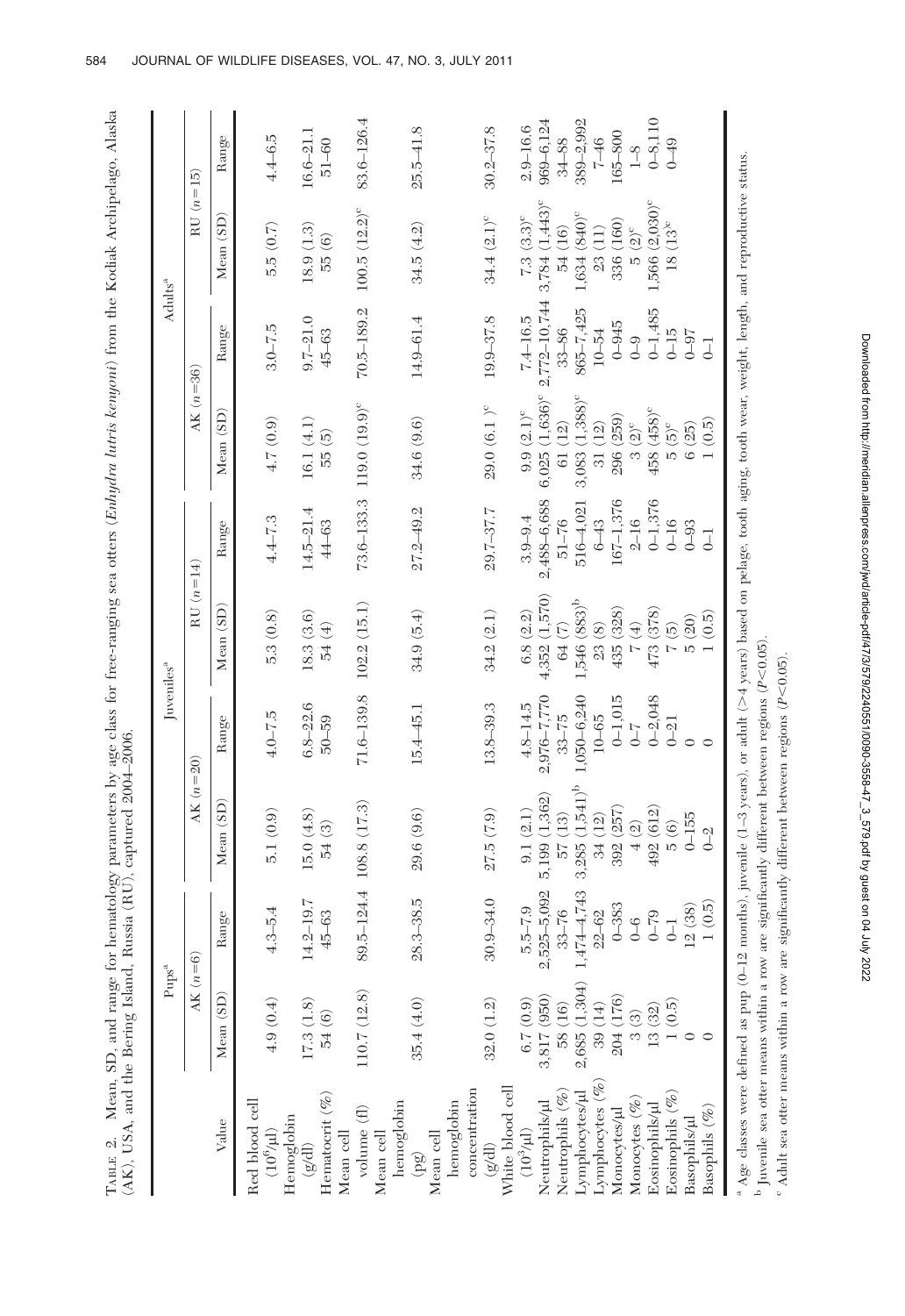TABLE 2. Mean, SD, and range for hematology parameters by age class for free-ranging sea otters (*Enhydra lutris kenyoni*) from the Kodiak Archipelago, Alaska (AK), USA, and the Bering Island, Russia (RU), captured 2004–2006.

| Value | Pups[a] | | Juveniles[a] | | | | Adults[a] | | | |
|---|---|---|---|---|---|---|---|---|---|---|
| | AK (n=6) | | AK (n=20) | | RU (n=14) | | AK (n=36) | | RU (n=15) | |
| | Mean (SD) | Range | Mean (SD) | Range | Mean (SD) | Range | Mean (SD) | Range | Mean (SD) | Range |
| Red blood cell ($10^6$/µl) | 4.9 (0.4) | 4.3–5.4 | 5.1 (0.9) | 4.0–7.5 | 5.3 (0.8) | 4.4–7.3 | 4.7 (0.9) | 3.0–7.5 | 5.5 (0.7) | 4.4–6.5 |
| Hemoglobin (g/dl) | 17.3 (1.8) | 14.2–19.7 | 15.0 (4.8) | 6.8–22.6 | 18.3 (3.6) | 14.5–21.4 | 16.1 (4.1) | 9.7–21.0 | 18.9 (1.3) | 16.6–21.1 |
| Hematocrit (%) | 54 (6) | 45–63 | 54 (3) | 50–59 | 54 (4) | 44–63 | 55 (5) | 45–63 | 55 (6) | 51–60 |
| Mean cell volume (fl) | 110.7 (12.8) | 89.5–124.4 | 108.8 (17.3) | 71.6–139.8 | 102.2 (15.1) | 73.6–133.3 | 119.0 (19.9)[c] | 70.5–189.2 | 100.5 (12.2)[c] | 83.6–126.4 |
| Mean cell hemoglobin (pg) | 35.4 (4.0) | 28.3–38.5 | 29.6 (9.6) | 15.4–45.1 | 34.9 (5.4) | 27.2–49.2 | 34.6 (9.6) | 14.9–61.4 | 34.5 (4.2) | 25.5–41.8 |
| Mean cell hemoglobin concentration (g/dl) | 32.0 (1.2) | 30.9–34.0 | 27.5 (7.9) | 13.8–39.3 | 34.2 (2.1) | 29.7–37.7 | 29.0 (6.1 )[c] | 19.9–37.8 | 34.4 (2.1)[c] | 30.2–37.8 |
| White blood cell ($10^3$/µl) | 6.7 (0.9) | 5.5–7.9 | 9.1 (2.1) | 4.8–14.5 | 6.8 (2.2) | 3.9–9.4 | 9.9 (2.1)[c] | 7.4–16.5 | 7.3 (3.3)[c] | 2.9–16.6 |
| Neutrophils/µl | 3,817 (950) | 2,525–5,092 | 5,199 (1,362) | 2,976–7,770 | 4,352 (1,570) | 2,488–6,688 | 6,025 (1,636)[c] | 2,772–10,744 | 3,784 (1,443)[c] | 969–6,124 |
| Neutrophils (%) | 58 (16) | 33–76 | 57 (13) | 33–75 | 64 (7) | 51–76 | 61 (12) | 33–86 | 54 (16) | 34–88 |
| Lymphocytes/µl | 2,685 (1,304) | 1,474–4,743 | 3,285 (1,541)[b] | 1,050–6,240 | 1,546 (883)[b] | 516–4,021 | 3,083 (1,388)[c] | 865–7,425 | 1,634 (840)[c] | 389–2,992 |
| Lymphocytes (%) | 39 (14) | 22–62 | 34 (12) | 10–65 | 23 (8) | 6–43 | 31 (12) | 10–54 | 23 (11) | 7–46 |
| Monocytes/µl | 204 (176) | 0–383 | 392 (257) | 0–1,015 | 435 (328) | 167–1,376 | 296 (259) | 0–945 | 336 (160) | 165–800 |
| Monocytes (%) | 3 (3) | 0–6 | 4 (2) | 0–7 | 7 (4) | 2–16 | 3 (2)[c] | 0–9 | 5 (2)[c] | 1–8 |
| Eosinophils/µl | 13 (32) | 0–79 | 492 (612) | 0–2,048 | 473 (378) | 0–1,376 | 458 (458)[c] | 0–1,485 | 1,566 (2,030)[c] | 0–8,110 |
| Eosinophils (%) | 1 (0.5) | 0–1 | 5 (6) | 0–21 | 7 (5) | 0–16 | 5 (5)[c] | 0–15 | 18 (13)[c] | 0–49 |
| Basophils/µl | 0 | 12 (38) | 0–155 | 0 | 5 (20) | 0–93 | 6 (25) | 0–97 | | |
| Basophils (%) | 0 | 1 (0.5) | 0–2 | 0 | 1 (0.5) | 0–1 | 1 (0.5) | 0–1 | | |

[a] Age classes were defined as pup (0–12 months), juvenile (1–3 years), or adult (>4 years) based on pelage, tooth aging, tooth wear, weight, length, and reproductive status.

[b] Juvenile sea otter means within a row are significantly different between regions ($P<0.05$).

[c] Adult sea otter means within a row are significantly different between regions ($P<0.05$).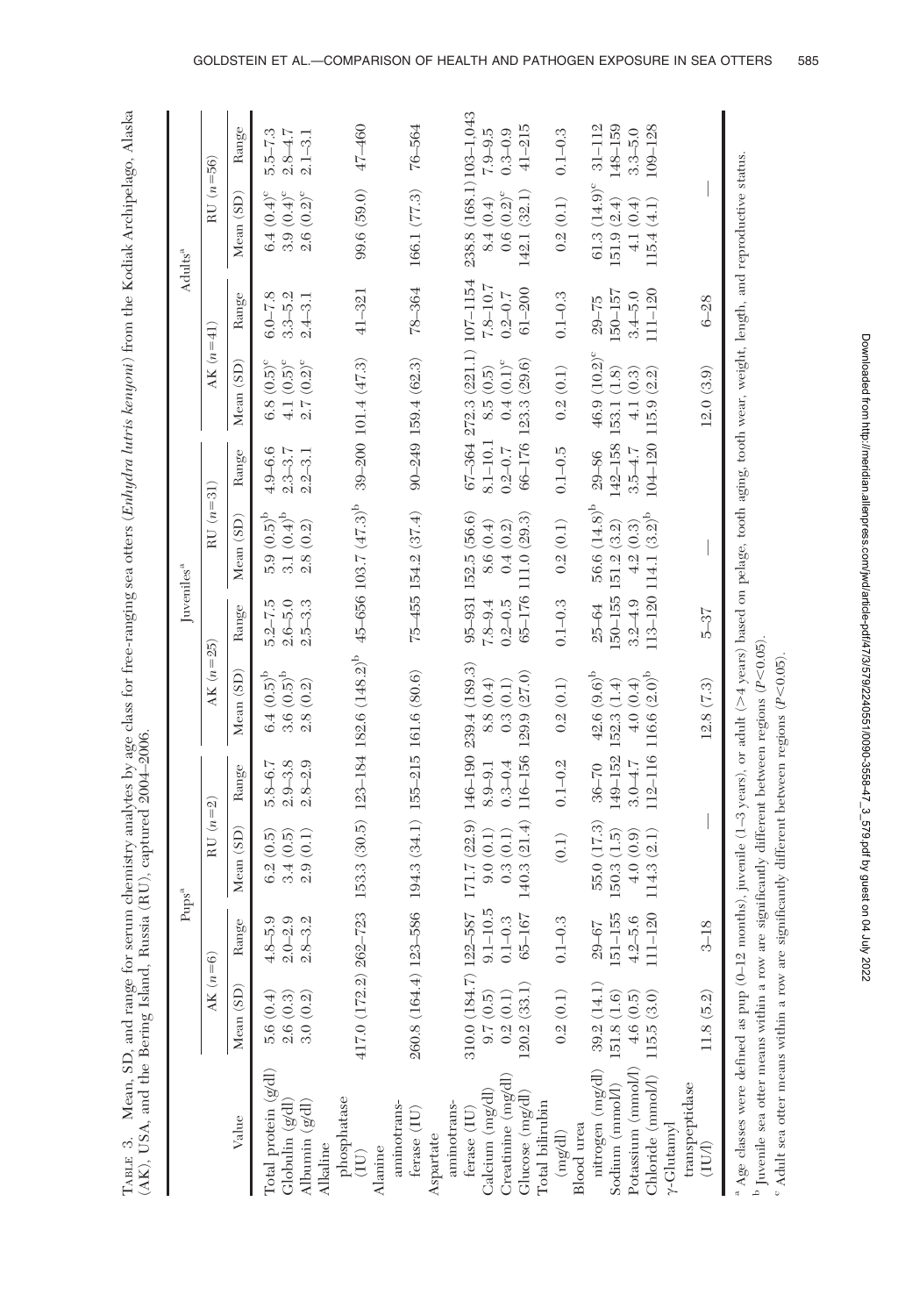TABLE 3. Mean, SD, and range for serum chemistry analytes by age class for free-ranging sea otters (*Enhydra lutris kenyoni*) from the Kodiak Archipelago, Alaska (AK), USA, and the Bering Island, Russia (RU), captured 2004–2006.

| Value | Pups[a] | | | | Juveniles[a] | | | | Adults[a] | | | |
|---|---|---|---|---|---|---|---|---|---|---|---|---|
| | AK (n=6) | | RU (n=2) | | AK (n=25) | | RU (n=31) | | AK (n=41) | | RU (n=56) | |
| | Mean (SD) | Range | Mean (SD) | Range | Mean (SD) | Range | Mean (SD) | Range | Mean (SD) | Range | Mean (SD) | Range |
| Total protein (g/dl) | 5.6 (0.4) | 4.8–5.9 | 6.2 (0.5) | 5.8–6.7 | 6.4 (0.5)[b] | 5.2–7.5 | 5.9 (0.5)[b] | 4.9–6.6 | 6.8 (0.5)[c] | 6.0–7.8 | 6.4 (0.4)[c] | 5.5–7.3 |
| Globulin (g/dl) | 2.6 (0.3) | 2.0–2.9 | 3.4 (0.5) | 2.9–3.8 | 3.6 (0.5)[b] | 2.6–5.0 | 3.1 (0.4)[b] | 2.3–3.7 | 4.1 (0.5)[c] | 3.3–5.2 | 3.9 (0.4)[c] | 2.8–4.7 |
| Albumin (g/dl) | 3.0 (0.2) | 2.8–3.2 | 2.9 (0.1) | 2.8–2.9 | 2.8 (0.2) | 2.5–3.3 | 2.8 (0.2) | 2.2–3.1 | 2.7 (0.2)[c] | 2.4–3.1 | 2.6 (0.2)[c] | 2.1–3.1 |
| Alkaline phosphatase (IU) | 417.0 (172.2) | 262–723 | 153.3 (30.5) | 123–184 | 182.6 (148.2)[b] | 45–656 | 103.7 (47.3)[b] | 39–200 | 101.4 (47.3) | 41–321 | 99.6 (59.0) | 47–460 |
| Alanine aminotransferase (IU) | 260.8 (164.4) | 123–586 | 194.3 (34.1) | 155–215 | 161.6 (80.6) | 75–455 | 154.2 (37.4) | 90–249 | 159.4 (62.3) | 78–364 | 166.1 (77.3) | 76–564 |
| Aspartate aminotransferase (IU) | 310.0 (184.7) | 122–587 | 171.7 (22.9) | 146–190 | 239.4 (189.3) | 95–931 | 152.5 (56.6) | 67–364 | 272.3 (221.1) | 107–1154 | 238.8 (168.1) | 103–1,043 |
| Calcium (mg/dl) | 9.7 (0.5) | 9.1–10.5 | 9.0 (0.1) | 8.9–9.1 | 8.8 (0.4) | 7.8–9.4 | 8.6 (0.4) | 8.1–10.1 | 8.5 (0.5) | 7.8–10.7 | 8.4 (0.4) | 7.9–9.5 |
| Creatinine (mg/dl) | 0.2 (0.1) | 0.1–0.3 | 0.3 (0.1) | 0.3–0.4 | 0.3 (0.1) | 0.2–0.5 | 0.4 (0.2) | 0.2–0.7 | 0.4 (0.1)[c] | 0.2–0.7 | 0.6 (0.2)[c] | 0.3–0.9 |
| Glucose (mg/dl) | 120.2 (33.1) | 65–167 | 140.3 (21.4) | 116–156 | 129.9 (27.0) | 65–176 | 111.0 (29.3) | 66–176 | 123.3 (29.6) | 61–200 | 142.1 (32.1) | 41–215 |
| Total bilirubin (mg/dl) | 0.2 (0.1) | 0.1–0.3 | (0.1) | 0.1–0.2 | 0.2 (0.1) | 0.1–0.3 | 0.2 (0.1) | 0.1–0.5 | 0.2 (0.1) | 0.1–0.3 | 0.2 (0.1) | 0.1–0.3 |
| Blood urea nitrogen (mg/dl) | 39.2 (14.1) | 29–67 | 55.0 (17.3) | 36–70 | 42.6 (9.6)[b] | 25–64 | 56.6 (14.8)[b] | 29–86 | 46.9 (10.2)[c] | 29–75 | 61.3 (14.9)[c] | 31–112 |
| Sodium (mmol/l) | 151.8 (1.6) | 151–155 | 150.3 (1.5) | 149–152 | 152.3 (1.4) | 150–155 | 151.2 (3.2) | 142–158 | 153.1 (1.8) | 150–157 | 151.9 (2.4) | 148–159 |
| Potassium (mmol/l) | 4.6 (0.5) | 4.2–5.6 | 4.0 (0.9) | 3.0–4.7 | 4.0 (0.4) | 3.2–4.9 | 4.2 (0.3) | 3.5–4.7 | 4.1 (0.3) | 3.4–5.0 | 4.1 (0.4) | 3.3–5.0 |
| Chloride (mmol/l) | 115.5 (3.0) | 111–120 | 114.3 (2.1) | 112–116 | 116.6 (2.0)[b] | 113–120 | 114.1 (3.2)[b] | 104–120 | 115.9 (2.2) | 111–120 | 115.4 (4.1) | 109–128 |
| γ-Glutamyl transpeptidase (IU/l) | 11.8 (5.2) | 3–18 | — | | 12.8 (7.3) | 5–37 | — | | 12.0 (3.9) | 6–28 | — | |

[a] Age classes were defined as pup (0–12 months), juvenile (1–3 years), or adult (>4 years) based on pelage, tooth aging, tooth wear, weight, length, and reproductive status.

[b] Juvenile sea otter means within a row are significantly different between regions ($P<0.05$).

[c] Adult sea otter means within a row are significantly different between regions ($P<0.05$).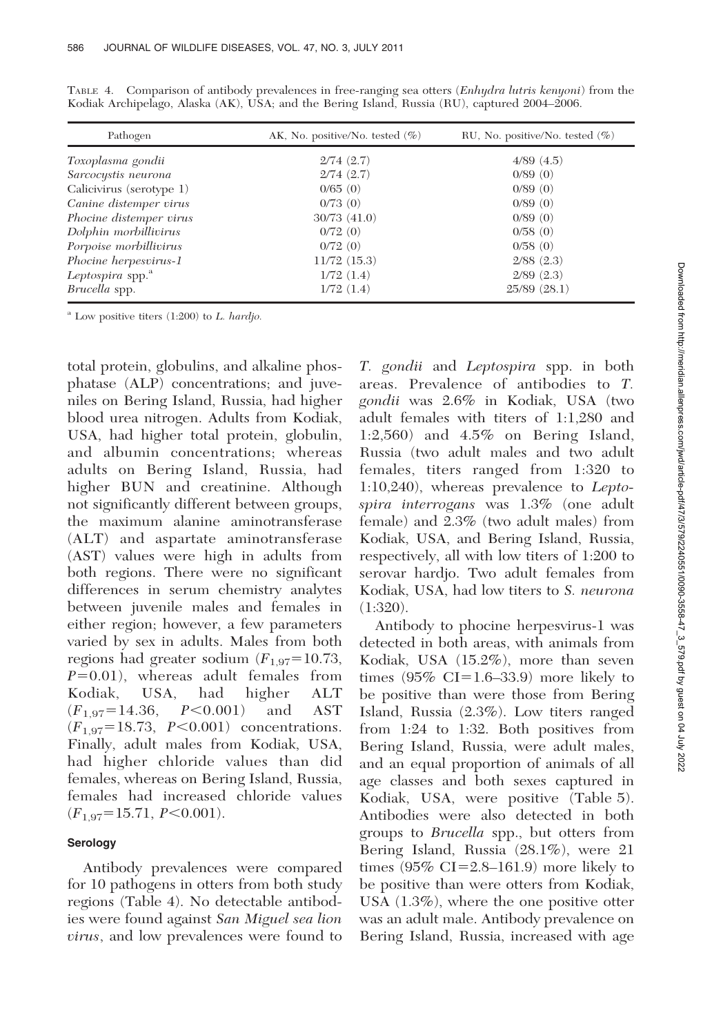TABLE 4. Comparison of antibody prevalences in free-ranging sea otters (*Enhydra lutris kenyoni*) from the Kodiak Archipelago, Alaska (AK), USA; and the Bering Island, Russia (RU), captured 2004–2006.

| Pathogen | AK, No. positive/No. tested (%) | RU, No. positive/No. tested (%) |
|---|---|---|
| *Toxoplasma gondii* | 2/74 (2.7) | 4/89 (4.5) |
| *Sarcocystis neurona* | 2/74 (2.7) | 0/89 (0) |
| Calicivirus (serotype 1) | 0/65 (0) | 0/89 (0) |
| *Canine distemper virus* | 0/73 (0) | 0/89 (0) |
| *Phocine distemper virus* | 30/73 (41.0) | 0/89 (0) |
| *Dolphin morbillivirus* | 0/72 (0) | 0/58 (0) |
| *Porpoise morbillivirus* | 0/72 (0) | 0/58 (0) |
| *Phocine herpesvirus-1* | 11/72 (15.3) | 2/88 (2.3) |
| *Leptospira* spp.[a] | 1/72 (1.4) | 2/89 (2.3) |
| *Brucella* spp. | 1/72 (1.4) | 25/89 (28.1) |

[a] Low positive titers (1:200) to *L. hardjo.*

total protein, globulins, and alkaline phosphatase (ALP) concentrations; and juveniles on Bering Island, Russia, had higher blood urea nitrogen. Adults from Kodiak, USA, had higher total protein, globulin, and albumin concentrations; whereas adults on Bering Island, Russia, had higher BUN and creatinine. Although not significantly different between groups, the maximum alanine aminotransferase (ALT) and aspartate aminotransferase (AST) values were high in adults from both regions. There were no significant differences in serum chemistry analytes between juvenile males and females in either region; however, a few parameters varied by sex in adults. Males from both regions had greater sodium ($F_{1,97}$=10.73, $P$=0.01), whereas adult females from Kodiak, USA, had higher ALT ($F_{1,97}$=14.36, $P$<0.001) and AST ($F_{1,97}$=18.73, $P$<0.001) concentrations. Finally, adult males from Kodiak, USA, had higher chloride values than did females, whereas on Bering Island, Russia, females had increased chloride values ($F_{1,97}$=15.71, $P$<0.001).

### Serology

Antibody prevalences were compared for 10 pathogens in otters from both study regions (Table 4). No detectable antibodies were found against *San Miguel sea lion virus*, and low prevalences were found to *T. gondii* and *Leptospira* spp. in both areas. Prevalence of antibodies to *T. gondii* was 2.6% in Kodiak, USA (two adult females with titers of 1:1,280 and 1:2,560) and 4.5% on Bering Island, Russia (two adult males and two adult females, titers ranged from 1:320 to 1:10,240), whereas prevalence to *Leptospira interrogans* was 1.3% (one adult female) and 2.3% (two adult males) from Kodiak, USA, and Bering Island, Russia, respectively, all with low titers of 1:200 to serovar hardjo. Two adult females from Kodiak, USA, had low titers to *S. neurona* (1:320).

Antibody to phocine herpesvirus-1 was detected in both areas, with animals from Kodiak, USA (15.2%), more than seven times (95% CI=1.6–33.9) more likely to be positive than were those from Bering Island, Russia (2.3%). Low titers ranged from 1:24 to 1:32. Both positives from Bering Island, Russia, were adult males, and an equal proportion of animals of all age classes and both sexes captured in Kodiak, USA, were positive (Table 5). Antibodies were also detected in both groups to *Brucella* spp., but otters from Bering Island, Russia (28.1%), were 21 times (95% CI=2.8–161.9) more likely to be positive than were otters from Kodiak, USA (1.3%), where the one positive otter was an adult male. Antibody prevalence on Bering Island, Russia, increased with age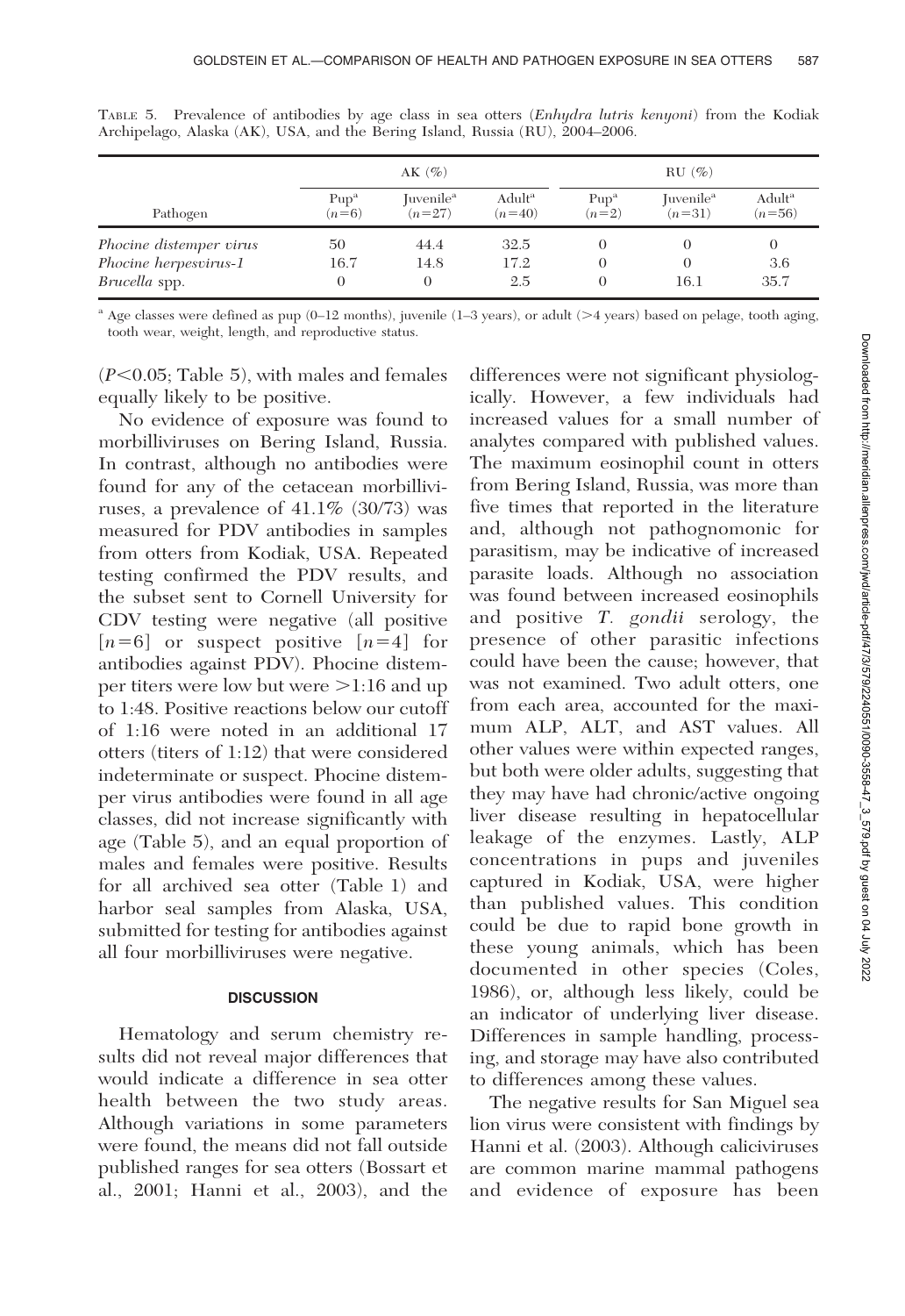TABLE 5. Prevalence of antibodies by age class in sea otters (*Enhydra lutris kenyoni*) from the Kodiak Archipelago, Alaska (AK), USA, and the Bering Island, Russia (RU), 2004–2006.

| Pathogen | AK (%) | | | RU (%) | | |
|---|---|---|---|---|---|---|
| | Pup[a] (n=6) | Juvenile[a] (n=27) | Adult[a] (n=40) | Pup[a] (n=2) | Juvenile[a] (n=31) | Adult[a] (n=56) |
| *Phocine distemper virus* | 50 | 44.4 | 32.5 | 0 | 0 | 0 |
| *Phocine herpesvirus-1* | 16.7 | 14.8 | 17.2 | 0 | 0 | 3.6 |
| *Brucella* spp. | 0 | 0 | 2.5 | 0 | 16.1 | 35.7 |

[a] Age classes were defined as pup (0–12 months), juvenile (1–3 years), or adult (>4 years) based on pelage, tooth aging, tooth wear, weight, length, and reproductive status.

($P<0.05$; Table 5), with males and females equally likely to be positive.

No evidence of exposure was found to morbilliviruses on Bering Island, Russia. In contrast, although no antibodies were found for any of the cetacean morbilliviruses, a prevalence of 41.1% (30/73) was measured for PDV antibodies in samples from otters from Kodiak, USA. Repeated testing confirmed the PDV results, and the subset sent to Cornell University for CDV testing were negative (all positive [$n=6$] or suspect positive [$n=4$] for antibodies against PDV). Phocine distemper titers were low but were >1:16 and up to 1:48. Positive reactions below our cutoff of 1:16 were noted in an additional 17 otters (titers of 1:12) that were considered indeterminate or suspect. Phocine distemper virus antibodies were found in all age classes, did not increase significantly with age (Table 5), and an equal proportion of males and females were positive. Results for all archived sea otter (Table 1) and harbor seal samples from Alaska, USA, submitted for testing for antibodies against all four morbilliviruses were negative.

## DISCUSSION

Hematology and serum chemistry results did not reveal major differences that would indicate a difference in sea otter health between the two study areas. Although variations in some parameters were found, the means did not fall outside published ranges for sea otters (Bossart et al., 2001; Hanni et al., 2003), and the differences were not significant physiologically. However, a few individuals had increased values for a small number of analytes compared with published values. The maximum eosinophil count in otters from Bering Island, Russia, was more than five times that reported in the literature and, although not pathognomonic for parasitism, may be indicative of increased parasite loads. Although no association was found between increased eosinophils and positive *T. gondii* serology, the presence of other parasitic infections could have been the cause; however, that was not examined. Two adult otters, one from each area, accounted for the maximum ALP, ALT, and AST values. All other values were within expected ranges, but both were older adults, suggesting that they may have had chronic/active ongoing liver disease resulting in hepatocellular leakage of the enzymes. Lastly, ALP concentrations in pups and juveniles captured in Kodiak, USA, were higher than published values. This condition could be due to rapid bone growth in these young animals, which has been documented in other species (Coles, 1986), or, although less likely, could be an indicator of underlying liver disease. Differences in sample handling, processing, and storage may have also contributed to differences among these values.

The negative results for San Miguel sea lion virus were consistent with findings by Hanni et al. (2003). Although caliciviruses are common marine mammal pathogens and evidence of exposure has been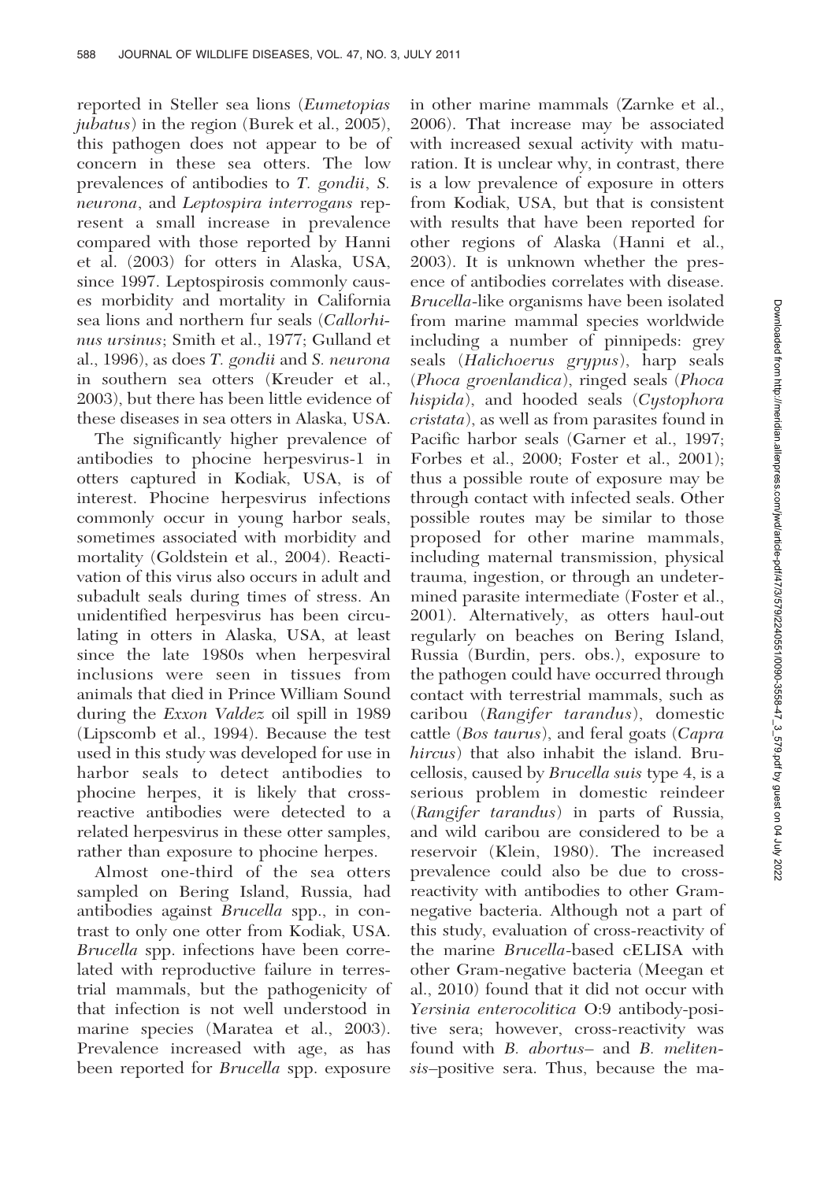reported in Steller sea lions (*Eumetopias jubatus*) in the region (Burek et al., 2005), this pathogen does not appear to be of concern in these sea otters. The low prevalences of antibodies to *T. gondii*, *S. neurona*, and *Leptospira interrogans* represent a small increase in prevalence compared with those reported by Hanni et al. (2003) for otters in Alaska, USA, since 1997. Leptospirosis commonly causes morbidity and mortality in California sea lions and northern fur seals (*Callorhinus ursinus*; Smith et al., 1977; Gulland et al., 1996), as does *T. gondii* and *S. neurona* in southern sea otters (Kreuder et al., 2003), but there has been little evidence of these diseases in sea otters in Alaska, USA.

The significantly higher prevalence of antibodies to phocine herpesvirus-1 in otters captured in Kodiak, USA, is of interest. Phocine herpesvirus infections commonly occur in young harbor seals, sometimes associated with morbidity and mortality (Goldstein et al., 2004). Reactivation of this virus also occurs in adult and subadult seals during times of stress. An unidentified herpesvirus has been circulating in otters in Alaska, USA, at least since the late 1980s when herpesviral inclusions were seen in tissues from animals that died in Prince William Sound during the *Exxon Valdez* oil spill in 1989 (Lipscomb et al., 1994). Because the test used in this study was developed for use in harbor seals to detect antibodies to phocine herpes, it is likely that cross-reactive antibodies were detected to a related herpesvirus in these otter samples, rather than exposure to phocine herpes.

Almost one-third of the sea otters sampled on Bering Island, Russia, had antibodies against *Brucella* spp., in contrast to only one otter from Kodiak, USA. *Brucella* spp. infections have been correlated with reproductive failure in terrestrial mammals, but the pathogenicity of that infection is not well understood in marine species (Maratea et al., 2003). Prevalence increased with age, as has been reported for *Brucella* spp. exposure in other marine mammals (Zarnke et al., 2006). That increase may be associated with increased sexual activity with maturation. It is unclear why, in contrast, there is a low prevalence of exposure in otters from Kodiak, USA, but that is consistent with results that have been reported for other regions of Alaska (Hanni et al., 2003). It is unknown whether the presence of antibodies correlates with disease. *Brucella*-like organisms have been isolated from marine mammal species worldwide including a number of pinnipeds: grey seals (*Halichoerus grypus*), harp seals (*Phoca groenlandica*), ringed seals (*Phoca hispida*), and hooded seals (*Cystophora cristata*), as well as from parasites found in Pacific harbor seals (Garner et al., 1997; Forbes et al., 2000; Foster et al., 2001); thus a possible route of exposure may be through contact with infected seals. Other possible routes may be similar to those proposed for other marine mammals, including maternal transmission, physical trauma, ingestion, or through an undetermined parasite intermediate (Foster et al., 2001). Alternatively, as otters haul-out regularly on beaches on Bering Island, Russia (Burdin, pers. obs.), exposure to the pathogen could have occurred through contact with terrestrial mammals, such as caribou (*Rangifer tarandus*), domestic cattle (*Bos taurus*), and feral goats (*Capra hircus*) that also inhabit the island. Brucellosis, caused by *Brucella suis* type 4, is a serious problem in domestic reindeer (*Rangifer tarandus*) in parts of Russia, and wild caribou are considered to be a reservoir (Klein, 1980). The increased prevalence could also be due to cross-reactivity with antibodies to other Gram-negative bacteria. Although not a part of this study, evaluation of cross-reactivity of the marine *Brucella*-based cELISA with other Gram-negative bacteria (Meegan et al., 2010) found that it did not occur with *Yersinia enterocolitica* O:9 antibody-positive sera; however, cross-reactivity was found with *B. abortus*– and *B. melitensis*–positive sera. Thus, because the ma-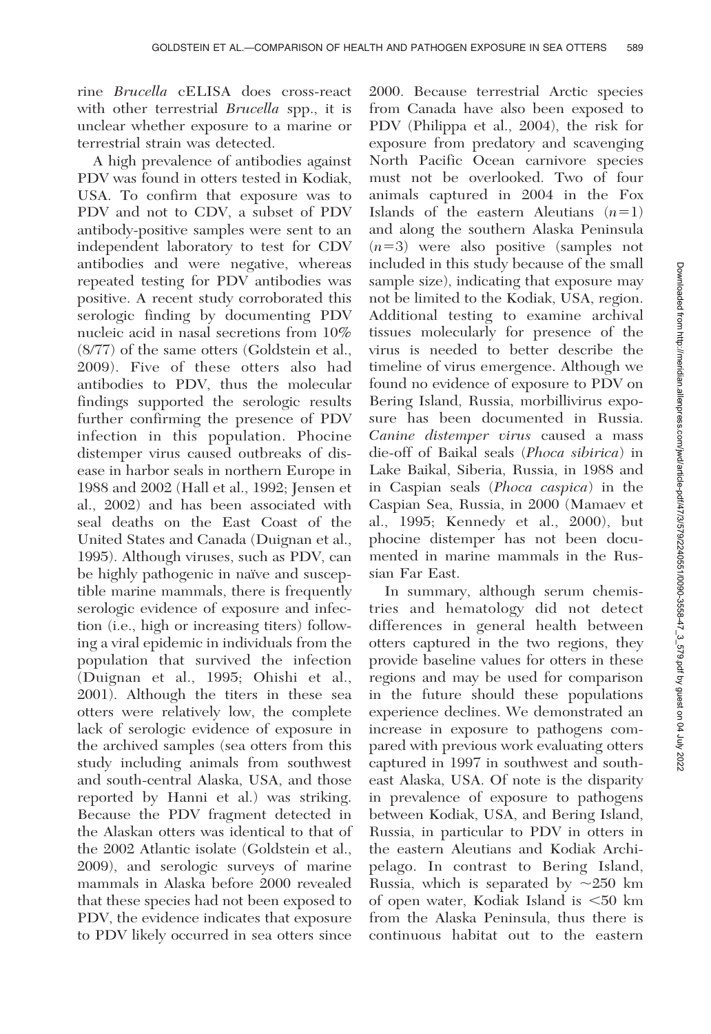rine *Brucella* cELISA does cross-react with other terrestrial *Brucella* spp., it is unclear whether exposure to a marine or terrestrial strain was detected.

A high prevalence of antibodies against PDV was found in otters tested in Kodiak, USA. To confirm that exposure was to PDV and not to CDV, a subset of PDV antibody-positive samples were sent to an independent laboratory to test for CDV antibodies and were negative, whereas repeated testing for PDV antibodies was positive. A recent study corroborated this serologic finding by documenting PDV nucleic acid in nasal secretions from 10% (8/77) of the same otters (Goldstein et al., 2009). Five of these otters also had antibodies to PDV, thus the molecular findings supported the serologic results further confirming the presence of PDV infection in this population. Phocine distemper virus caused outbreaks of disease in harbor seals in northern Europe in 1988 and 2002 (Hall et al., 1992; Jensen et al., 2002) and has been associated with seal deaths on the East Coast of the United States and Canada (Duignan et al., 1995). Although viruses, such as PDV, can be highly pathogenic in naïve and susceptible marine mammals, there is frequently serologic evidence of exposure and infection (i.e., high or increasing titers) following a viral epidemic in individuals from the population that survived the infection (Duignan et al., 1995; Ohishi et al., 2001). Although the titers in these sea otters were relatively low, the complete lack of serologic evidence of exposure in the archived samples (sea otters from this study including animals from southwest and south-central Alaska, USA, and those reported by Hanni et al.) was striking. Because the PDV fragment detected in the Alaskan otters was identical to that of the 2002 Atlantic isolate (Goldstein et al., 2009), and serologic surveys of marine mammals in Alaska before 2000 revealed that these species had not been exposed to PDV, the evidence indicates that exposure to PDV likely occurred in sea otters since 2000. Because terrestrial Arctic species from Canada have also been exposed to PDV (Philippa et al., 2004), the risk for exposure from predatory and scavenging North Pacific Ocean carnivore species must not be overlooked. Two of four animals captured in 2004 in the Fox Islands of the eastern Aleutians ($n=1$) and along the southern Alaska Peninsula ($n=3$) were also positive (samples not included in this study because of the small sample size), indicating that exposure may not be limited to the Kodiak, USA, region. Additional testing to examine archival tissues molecularly for presence of the virus is needed to better describe the timeline of virus emergence. Although we found no evidence of exposure to PDV on Bering Island, Russia, morbillivirus exposure has been documented in Russia. *Canine distemper virus* caused a mass die-off of Baikal seals (*Phoca sibirica*) in Lake Baikal, Siberia, Russia, in 1988 and in Caspian seals (*Phoca caspica*) in the Caspian Sea, Russia, in 2000 (Mamaev et al., 1995; Kennedy et al., 2000), but phocine distemper has not been documented in marine mammals in the Russian Far East.

In summary, although serum chemistries and hematology did not detect differences in general health between otters captured in the two regions, they provide baseline values for otters in these regions and may be used for comparison in the future should these populations experience declines. We demonstrated an increase in exposure to pathogens compared with previous work evaluating otters captured in 1997 in southwest and southeast Alaska, USA. Of note is the disparity in prevalence of exposure to pathogens between Kodiak, USA, and Bering Island, Russia, in particular to PDV in otters in the eastern Aleutians and Kodiak Archipelago. In contrast to Bering Island, Russia, which is separated by ~250 km of open water, Kodiak Island is <50 km from the Alaska Peninsula, thus there is continuous habitat out to the eastern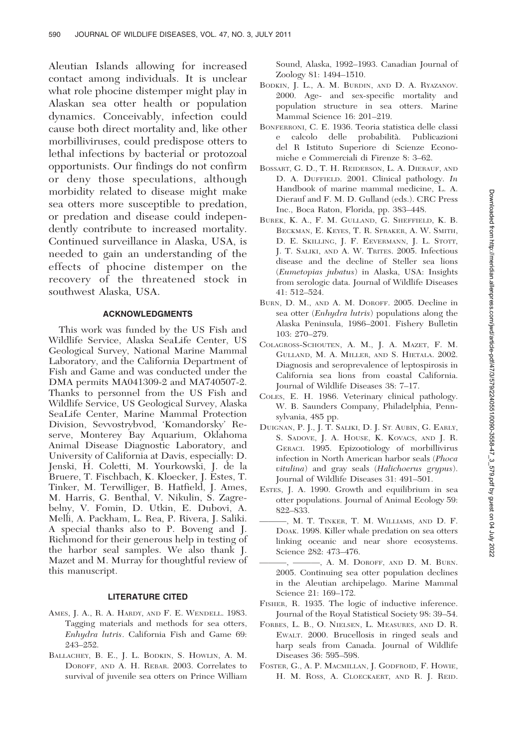Aleutian Islands allowing for increased contact among individuals. It is unclear what role phocine distemper might play in Alaskan sea otter health or population dynamics. Conceivably, infection could cause both direct mortality and, like other morbilliviruses, could predispose otters to lethal infections by bacterial or protozoal opportunists. Our findings do not confirm or deny those speculations, although morbidity related to disease might make sea otters more susceptible to predation, or predation and disease could independently contribute to increased mortality. Continued surveillance in Alaska, USA, is needed to gain an understanding of the effects of phocine distemper on the recovery of the threatened stock in southwest Alaska, USA.

## ACKNOWLEDGMENTS

This work was funded by the US Fish and Wildlife Service, Alaska SeaLife Center, US Geological Survey, National Marine Mammal Laboratory, and the California Department of Fish and Game and was conducted under the DMA permits MA041309-2 and MA740507-2. Thanks to personnel from the US Fish and Wildlife Service, US Geological Survey, Alaska SeaLife Center, Marine Mammal Protection Division, Sevvostrybvod, 'Komandorsky' Reserve, Monterey Bay Aquarium, Oklahoma Animal Disease Diagnostic Laboratory, and University of California at Davis, especially: D. Jenski, H. Coletti, M. Yourkowski, J. de la Bruere, T. Fischbach, K. Kloecker, J. Estes, T. Tinker, M. Terwilliger, B. Hatfield, J. Ames, M. Harris, G. Benthal, V. Nikulin, S. Zagrebelny, V. Fomin, D. Utkin, E. Dubovi, A. Melli, A. Packham, L. Rea, P. Rivera, J. Saliki. A special thanks also to P. Boveng and J. Richmond for their generous help in testing of the harbor seal samples. We also thank J. Mazet and M. Murray for thoughtful review of this manuscript.

## LITERATURE CITED

Ames, J. A., R. A. Hardy, and F. E. Wendell. 1983. Tagging materials and methods for sea otters, *Enhydra lutris*. California Fish and Game 69: 243–252.

Ballachey, B. E., J. L. Bodkin, S. Howlin, A. M. Doroff, and A. H. Rebar. 2003. Correlates to survival of juvenile sea otters on Prince William Sound, Alaska, 1992–1993. Canadian Journal of Zoology 81: 1494–1510.

Bodkin, J. L., A. M. Burdin, and D. A. Ryazanov. 2000. Age- and sex-specific mortality and population structure in sea otters. Marine Mammal Science 16: 201–219.

Bonferroni, C. E. 1936. Teoria statistica delle classi e calcolo delle probabilità. Publicazioni del R Istituto Superiore di Scienze Economiche e Commerciali di Firenze 8: 3–62.

Bossart, G. D., T. H. Reiderson, L. A. Dierauf, and D. A. Duffield. 2001. Clinical pathology. *In* Handbook of marine mammal medicine, L. A. Dierauf and F. M. D. Gulland (eds.). CRC Press Inc., Boca Raton, Florida, pp. 383–448.

Burek, K. A., F. M. Gulland, G. Sheffield, K. B. Beckman, E. Keyes, T. R. Spraker, A. W. Smith, D. E. Skilling, J. F. Eevermann, J. L. Stott, J. T. Saliki, and A. W. Trites. 2005. Infectious disease and the decline of Steller sea lions (*Eumetopias jubatus*) in Alaska, USA: Insights from serologic data. Journal of Wildlife Diseases 41: 512–524.

Burn, D. M., and A. M. Doroff. 2005. Decline in sea otter (*Enhydra lutris*) populations along the Alaska Peninsula, 1986–2001. Fishery Bulletin 103: 270–279.

Colagross-Schouten, A. M., J. A. Mazet, F. M. Gulland, M. A. Miller, and S. Hietala. 2002. Diagnosis and seroprevalence of leptospirosis in California sea lions from coastal California. Journal of Wildlife Diseases 38: 7–17.

Coles, E. H. 1986. Veterinary clinical pathology. W. B. Saunders Company, Philadelphia, Pennsylvania, 485 pp.

Duignan, P. J., J. T. Saliki, D. J. St. Aubin, G. Early, S. Sadove, J. A. House, K. Kovacs, and J. R. Geraci. 1995. Epizootiology of morbillivirus infection in North American harbor seals (*Phoca vitulina*) and gray seals (*Halichoerus grypus*). Journal of Wildlife Diseases 31: 491–501.

Estes, J. A. 1990. Growth and equilibrium in sea otter populations. Journal of Animal Ecology 59: 822–833.

———, M. T. Tinker, T. M. Williams, and D. F. Doak. 1998. Killer whale predation on sea otters linking oceanic and near shore ecosystems. Science 282: 473–476.

———, ———, A. M. Doroff, and D. M. Burn. 2005. Continuing sea otter population declines in the Aleutian archipelago. Marine Mammal Science 21: 169–172.

Fisher, R. 1935. The logic of inductive inference. Journal of the Royal Statistical Society 98: 39–54.

Forbes, L. B., O. Nielsen, L. Measures, and D. R. Ewalt. 2000. Brucellosis in ringed seals and harp seals from Canada. Journal of Wildlife Diseases 36: 595–598.

Foster, G., A. P. MacMillan, J. Godfroid, F. Howie, H. M. Ross, A. Cloeckaert, and R. J. Reid.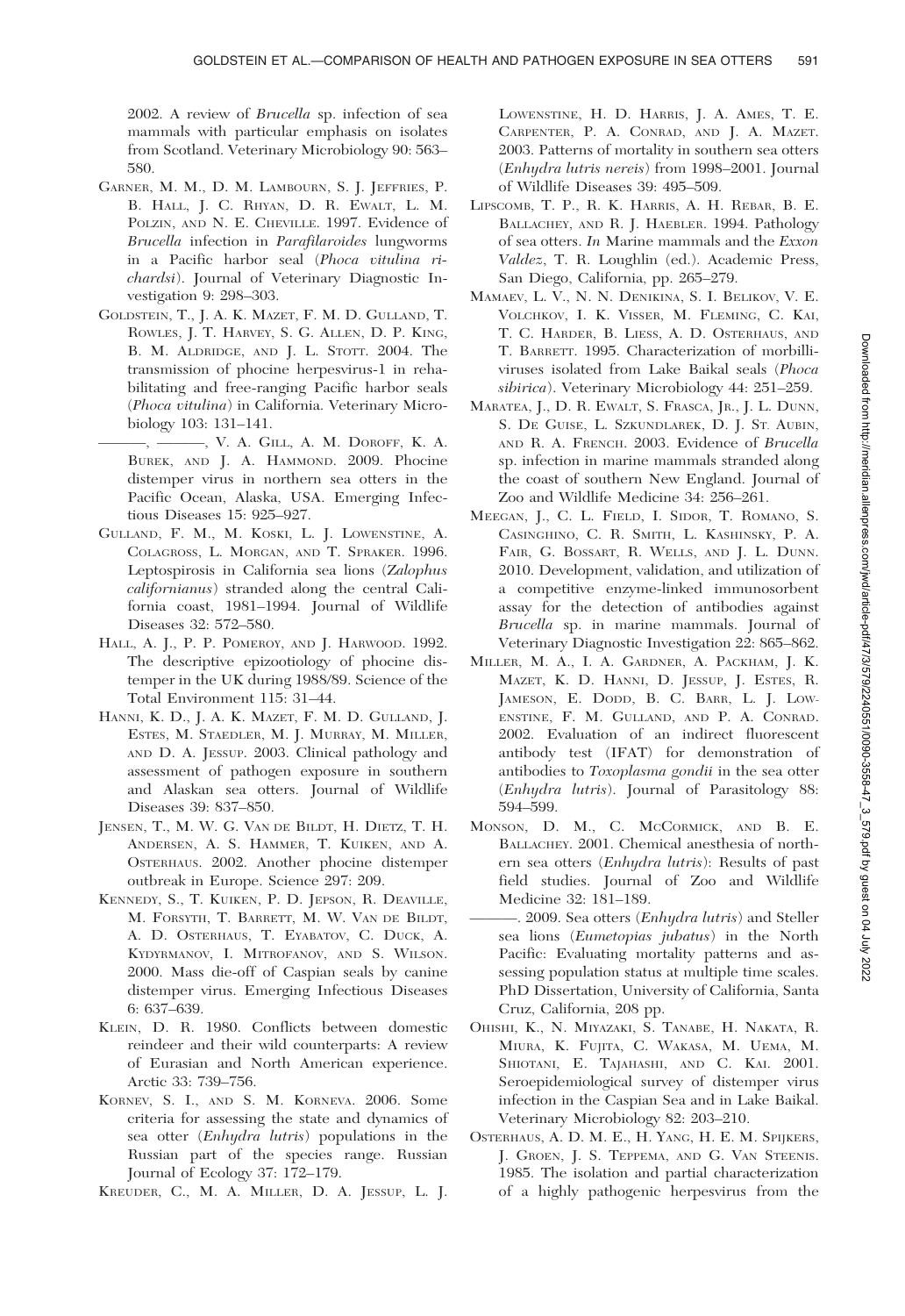2002. A review of *Brucella* sp. infection of sea mammals with particular emphasis on isolates from Scotland. Veterinary Microbiology 90: 563–580.

GARNER, M. M., D. M. LAMBOURN, S. J. JEFFRIES, P. B. HALL, J. C. RHYAN, D. R. EWALT, L. M. POLZIN, AND N. E. CHEVILLE. 1997. Evidence of *Brucella* infection in *Parafilaroides* lungworms in a Pacific harbor seal (*Phoca vitulina richardsi*). Journal of Veterinary Diagnostic Investigation 9: 298–303.

GOLDSTEIN, T., J. A. K. MAZET, F. M. D. GULLAND, T. ROWLES, J. T. HARVEY, S. G. ALLEN, D. P. KING, B. M. ALDRIDGE, AND J. L. STOTT. 2004. The transmission of phocine herpesvirus-1 in rehabilitating and free-ranging Pacific harbor seals (*Phoca vitulina*) in California. Veterinary Microbiology 103: 131–141.

———, ———, V. A. GILL, A. M. DOROFF, K. A. BUREK, AND J. A. HAMMOND. 2009. Phocine distemper virus in northern sea otters in the Pacific Ocean, Alaska, USA. Emerging Infectious Diseases 15: 925–927.

GULLAND, F. M., M. KOSKI, L. J. LOWENSTINE, A. COLAGROSS, L. MORGAN, AND T. SPRAKER. 1996. Leptospirosis in California sea lions (*Zalophus californianus*) stranded along the central California coast, 1981–1994. Journal of Wildlife Diseases 32: 572–580.

HALL, A. J., P. P. POMEROY, AND J. HARWOOD. 1992. The descriptive epizootiology of phocine distemper in the UK during 1988/89. Science of the Total Environment 115: 31–44.

HANNI, K. D., J. A. K. MAZET, F. M. D. GULLAND, J. ESTES, M. STAEDLER, M. J. MURRAY, M. MILLER, AND D. A. JESSUP. 2003. Clinical pathology and assessment of pathogen exposure in southern and Alaskan sea otters. Journal of Wildlife Diseases 39: 837–850.

JENSEN, T., M. W. G. VAN DE BILDT, H. DIETZ, T. H. ANDERSEN, A. S. HAMMER, T. KUIKEN, AND A. OSTERHAUS. 2002. Another phocine distemper outbreak in Europe. Science 297: 209.

KENNEDY, S., T. KUIKEN, P. D. JEPSON, R. DEAVILLE, M. FORSYTH, T. BARRETT, M. W. VAN DE BILDT, A. D. OSTERHAUS, T. EYBATOV, C. DUCK, A. KYDYRMANOV, I. MITROFANOV, AND S. WILSON. 2000. Mass die-off of Caspian seals by canine distemper virus. Emerging Infectious Diseases 6: 637–639.

KLEIN, D. R. 1980. Conflicts between domestic reindeer and their wild counterparts: A review of Eurasian and North American experience. Arctic 33: 739–756.

KORNEV, S. I., AND S. M. KORNEVA. 2006. Some criteria for assessing the state and dynamics of sea otter (*Enhydra lutris*) populations in the Russian part of the species range. Russian Journal of Ecology 37: 172–179.

KREUDER, C., M. A. MILLER, D. A. JESSUP, L. J. LOWENSTINE, H. D. HARRIS, J. A. AMES, T. E. CARPENTER, P. A. CONRAD, AND J. A. MAZET. 2003. Patterns of mortality in southern sea otters (*Enhydra lutris nereis*) from 1998–2001. Journal of Wildlife Diseases 39: 495–509.

LIPSCOMB, T. P., R. K. HARRIS, A. H. REBAR, B. E. BALLACHEY, AND R. J. HAEBLER. 1994. Pathology of sea otters. *In* Marine mammals and the *Exxon Valdez*, T. R. Loughlin (ed.). Academic Press, San Diego, California, pp. 265–279.

MAMAEV, L. V., N. N. DENIKINA, S. I. BELIKOV, V. E. VOLCHKOV, I. K. VISSER, M. FLEMING, C. KAI, T. C. HARDER, B. LIESS, A. D. OSTERHAUS, AND T. BARRETT. 1995. Characterization of morbilliviruses isolated from Lake Baikal seals (*Phoca sibirica*). Veterinary Microbiology 44: 251–259.

MARATEA, J., D. R. EWALT, S. FRASCA, JR., J. L. DUNN, S. DE GUISE, L. SZKUNDLAREK, D. J. ST. AUBIN, AND R. A. FRENCH. 2003. Evidence of *Brucella* sp. infection in marine mammals stranded along the coast of southern New England. Journal of Zoo and Wildlife Medicine 34: 256–261.

MEEGAN, J., C. L. FIELD, I. SIDOR, T. ROMANO, S. CASINGHINO, C. R. SMITH, L. KASHINSKY, P. A. FAIR, G. BOSSART, R. WELLS, AND J. L. DUNN. 2010. Development, validation, and utilization of a competitive enzyme-linked immunosorbent assay for the detection of antibodies against *Brucella* sp. in marine mammals. Journal of Veterinary Diagnostic Investigation 22: 865–862.

MILLER, M. A., I. A. GARDNER, A. PACKHAM, J. K. MAZET, K. D. HANNI, D. JESSUP, J. ESTES, R. JAMESON, E. DODD, B. C. BARR, L. J. LOWENSTINE, F. M. GULLAND, AND P. A. CONRAD. 2002. Evaluation of an indirect fluorescent antibody test (IFAT) for demonstration of antibodies to *Toxoplasma gondii* in the sea otter (*Enhydra lutris*). Journal of Parasitology 88: 594–599.

MONSON, D. M., C. MCCORMICK, AND B. E. BALLACHEY. 2001. Chemical anesthesia of northern sea otters (*Enhydra lutris*): Results of past field studies. Journal of Zoo and Wildlife Medicine 32: 181–189.

———. 2009. Sea otters (*Enhydra lutris*) and Steller sea lions (*Eumetopias jubatus*) in the North Pacific: Evaluating mortality patterns and assessing population status at multiple time scales. PhD Dissertation, University of California, Santa Cruz, California, 208 pp.

OHISHI, K., N. MIYAZAKI, S. TANABE, H. NAKATA, R. MIURA, K. FUJITA, C. WAKASA, M. UEMA, M. SHIOTANI, E. TAJAHASHI, AND C. KAI. 2001. Seroepidemiological survey of distemper virus infection in the Caspian Sea and in Lake Baikal. Veterinary Microbiology 82: 203–210.

OSTERHAUS, A. D. M. E., H. YANG, H. E. M. SPIJKERS, J. GROEN, J. S. TEPPEMA, AND G. VAN STEENIS. 1985. The isolation and partial characterization of a highly pathogenic herpesvirus from the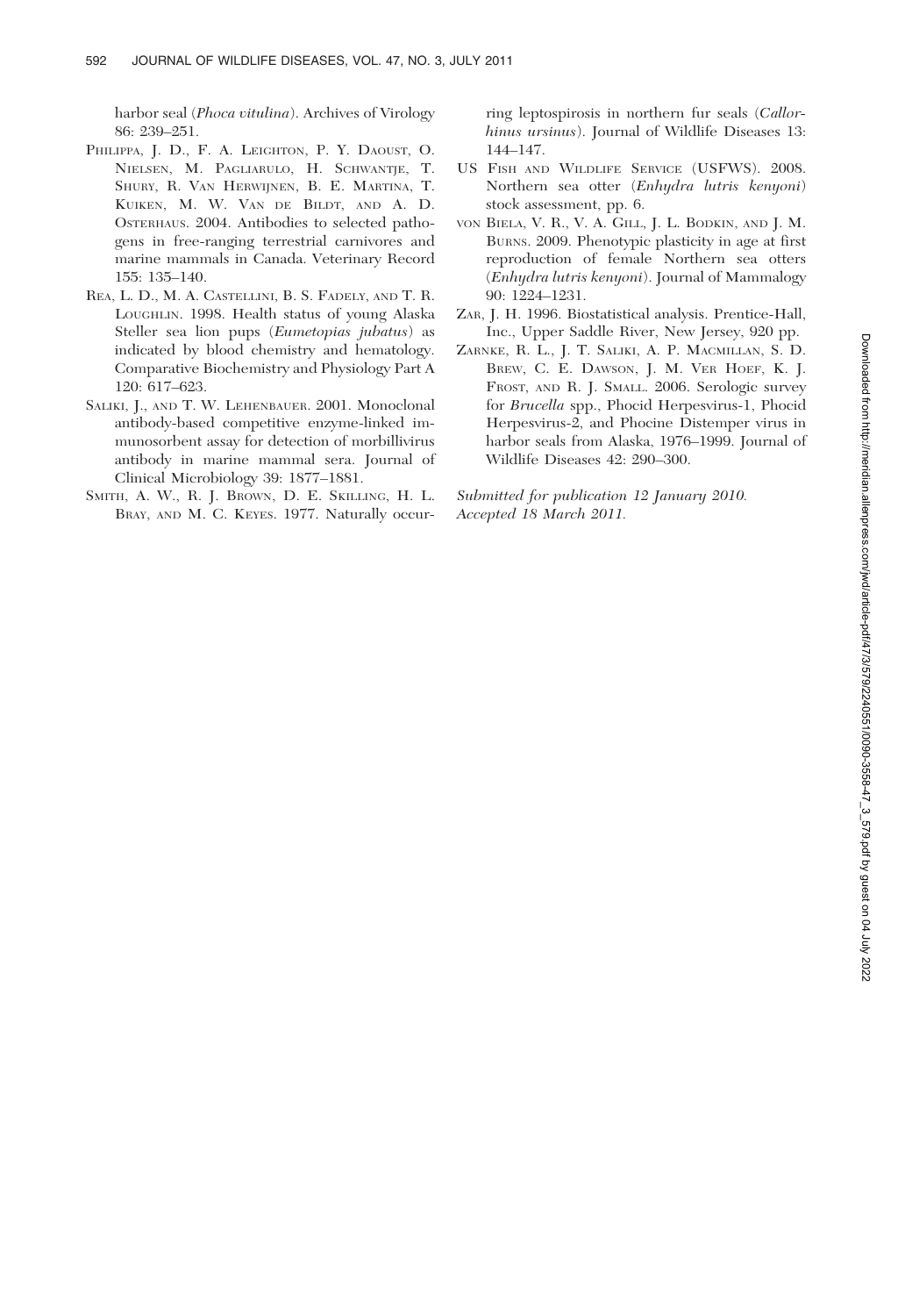harbor seal (*Phoca vitulina*). Archives of Virology 86: 239–251.

PHILIPPA, J. D., F. A. LEIGHTON, P. Y. DAOUST, O. NIELSEN, M. PAGLIARULO, H. SCHWANTJE, T. SHURY, R. VAN HERWIJNEN, B. E. MARTINA, T. KUIKEN, M. W. VAN DE BILDT, AND A. D. OSTERHAUS. 2004. Antibodies to selected pathogens in free-ranging terrestrial carnivores and marine mammals in Canada. Veterinary Record 155: 135–140.

REA, L. D., M. A. CASTELLINI, B. S. FADELY, AND T. R. LOUGHLIN. 1998. Health status of young Alaska Steller sea lion pups (*Eumetopias jubatus*) as indicated by blood chemistry and hematology. Comparative Biochemistry and Physiology Part A 120: 617–623.

SALIKI, J., AND T. W. LEHENBAUER. 2001. Monoclonal antibody-based competitive enzyme-linked immunosorbent assay for detection of morbillivirus antibody in marine mammal sera. Journal of Clinical Microbiology 39: 1877–1881.

SMITH, A. W., R. J. BROWN, D. E. SKILLING, H. L. BRAY, AND M. C. KEYES. 1977. Naturally occurring leptospirosis in northern fur seals (*Callorhinus ursinus*). Journal of Wildlife Diseases 13: 144–147.

US FISH AND WILDLIFE SERVICE (USFWS). 2008. Northern sea otter (*Enhydra lutris kenyoni*) stock assessment, pp. 6.

VON BIELA, V. R., V. A. GILL, J. L. BODKIN, AND J. M. BURNS. 2009. Phenotypic plasticity in age at first reproduction of female Northern sea otters (*Enhydra lutris kenyoni*). Journal of Mammalogy 90: 1224–1231.

ZAR, J. H. 1996. Biostatistical analysis. Prentice-Hall, Inc., Upper Saddle River, New Jersey, 920 pp.

ZARNKE, R. L., J. T. SALIKI, A. P. MACMILLAN, S. D. BREW, C. E. DAWSON, J. M. VER HOEF, K. J. FROST, AND R. J. SMALL. 2006. Serologic survey for *Brucella* spp., Phocid Herpesvirus-1, Phocid Herpesvirus-2, and Phocine Distemper virus in harbor seals from Alaska, 1976–1999. Journal of Wildlife Diseases 42: 290–300.

*Submitted for publication 12 January 2010.*
*Accepted 18 March 2011.*